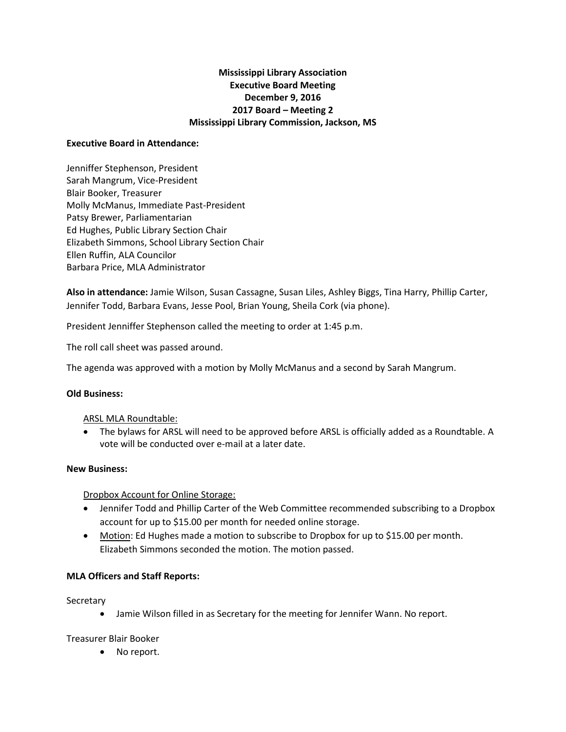# Mississippi Library Association
## Executive Board Meeting
### December 9, 2016
### 2017 Board – Meeting 2
### Mississippi Library Commission, Jackson, MS

**Executive Board in Attendance:**

Jenniffer Stephenson, President
Sarah Mangrum, Vice-President
Blair Booker, Treasurer
Molly McManus, Immediate Past-President
Patsy Brewer, Parliamentarian
Ed Hughes, Public Library Section Chair
Elizabeth Simmons, School Library Section Chair
Ellen Ruffin, ALA Councilor
Barbara Price, MLA Administrator

**Also in attendance:** Jamie Wilson, Susan Cassagne, Susan Liles, Ashley Biggs, Tina Harry, Phillip Carter, Jennifer Todd, Barbara Evans, Jesse Pool, Brian Young, Sheila Cork (via phone).

President Jenniffer Stephenson called the meeting to order at 1:45 p.m.

The roll call sheet was passed around.

The agenda was approved with a motion by Molly McManus and a second by Sarah Mangrum.

**Old Business:**

ARSL MLA Roundtable:

- The bylaws for ARSL will need to be approved before ARSL is officially added as a Roundtable. A vote will be conducted over e-mail at a later date.

**New Business:**

Dropbox Account for Online Storage:

- Jennifer Todd and Phillip Carter of the Web Committee recommended subscribing to a Dropbox account for up to $15.00 per month for needed online storage.
- Motion: Ed Hughes made a motion to subscribe to Dropbox for up to $15.00 per month. Elizabeth Simmons seconded the motion. The motion passed.

**MLA Officers and Staff Reports:**

Secretary

- Jamie Wilson filled in as Secretary for the meeting for Jennifer Wann. No report.

Treasurer Blair Booker

- No report.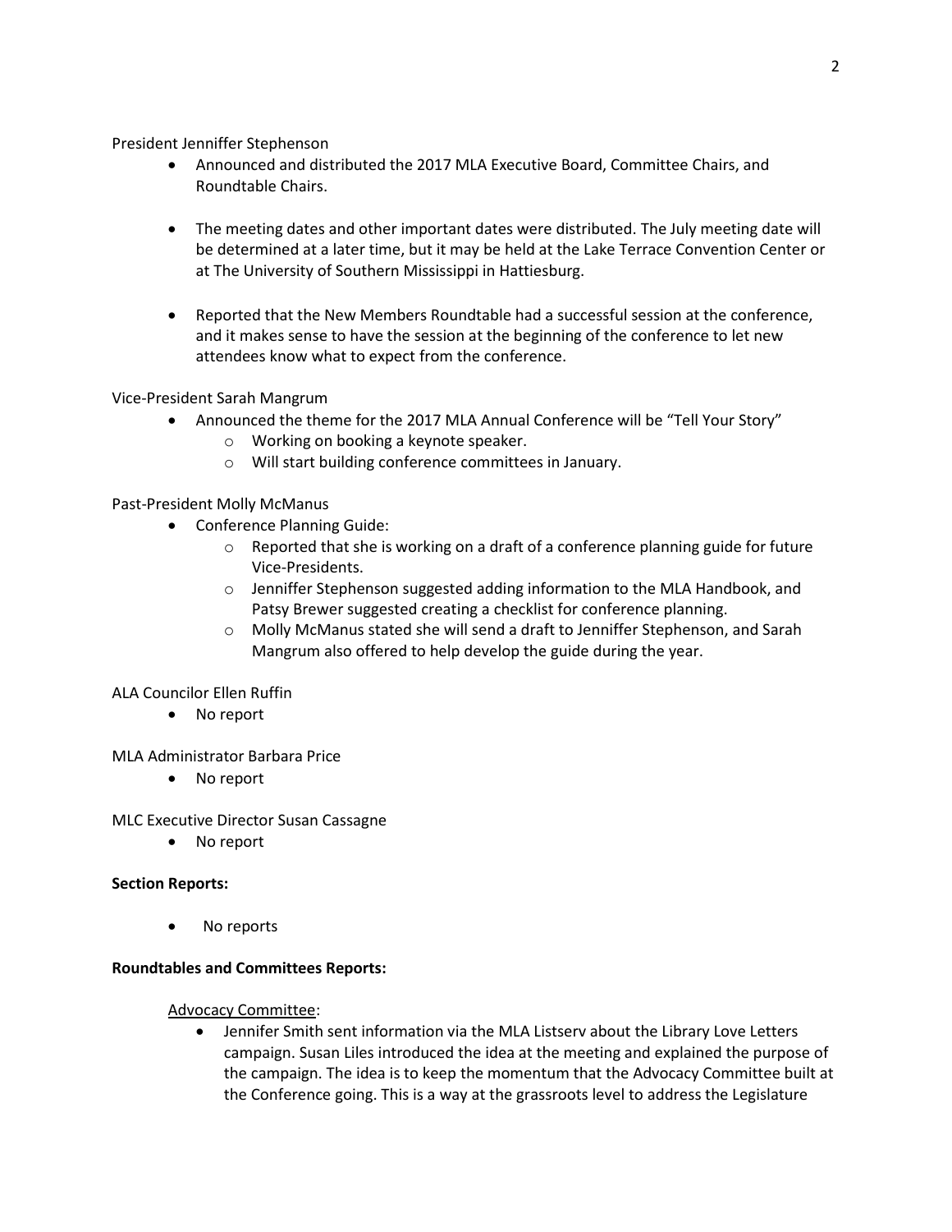President Jenniffer Stephenson

- Announced and distributed the 2017 MLA Executive Board, Committee Chairs, and Roundtable Chairs.
- The meeting dates and other important dates were distributed. The July meeting date will be determined at a later time, but it may be held at the Lake Terrace Convention Center or at The University of Southern Mississippi in Hattiesburg.
- Reported that the New Members Roundtable had a successful session at the conference, and it makes sense to have the session at the beginning of the conference to let new attendees know what to expect from the conference.

Vice-President Sarah Mangrum

- Announced the theme for the 2017 MLA Annual Conference will be "Tell Your Story"
  - Working on booking a keynote speaker.
  - Will start building conference committees in January.

Past-President Molly McManus

- Conference Planning Guide:
  - Reported that she is working on a draft of a conference planning guide for future Vice-Presidents.
  - Jenniffer Stephenson suggested adding information to the MLA Handbook, and Patsy Brewer suggested creating a checklist for conference planning.
  - Molly McManus stated she will send a draft to Jenniffer Stephenson, and Sarah Mangrum also offered to help develop the guide during the year.

ALA Councilor Ellen Ruffin

- No report

MLA Administrator Barbara Price

- No report

MLC Executive Director Susan Cassagne

- No report

**Section Reports:**

- No reports

**Roundtables and Committees Reports:**

Advocacy Committee:

- Jennifer Smith sent information via the MLA Listserv about the Library Love Letters campaign. Susan Liles introduced the idea at the meeting and explained the purpose of the campaign. The idea is to keep the momentum that the Advocacy Committee built at the Conference going. This is a way at the grassroots level to address the Legislature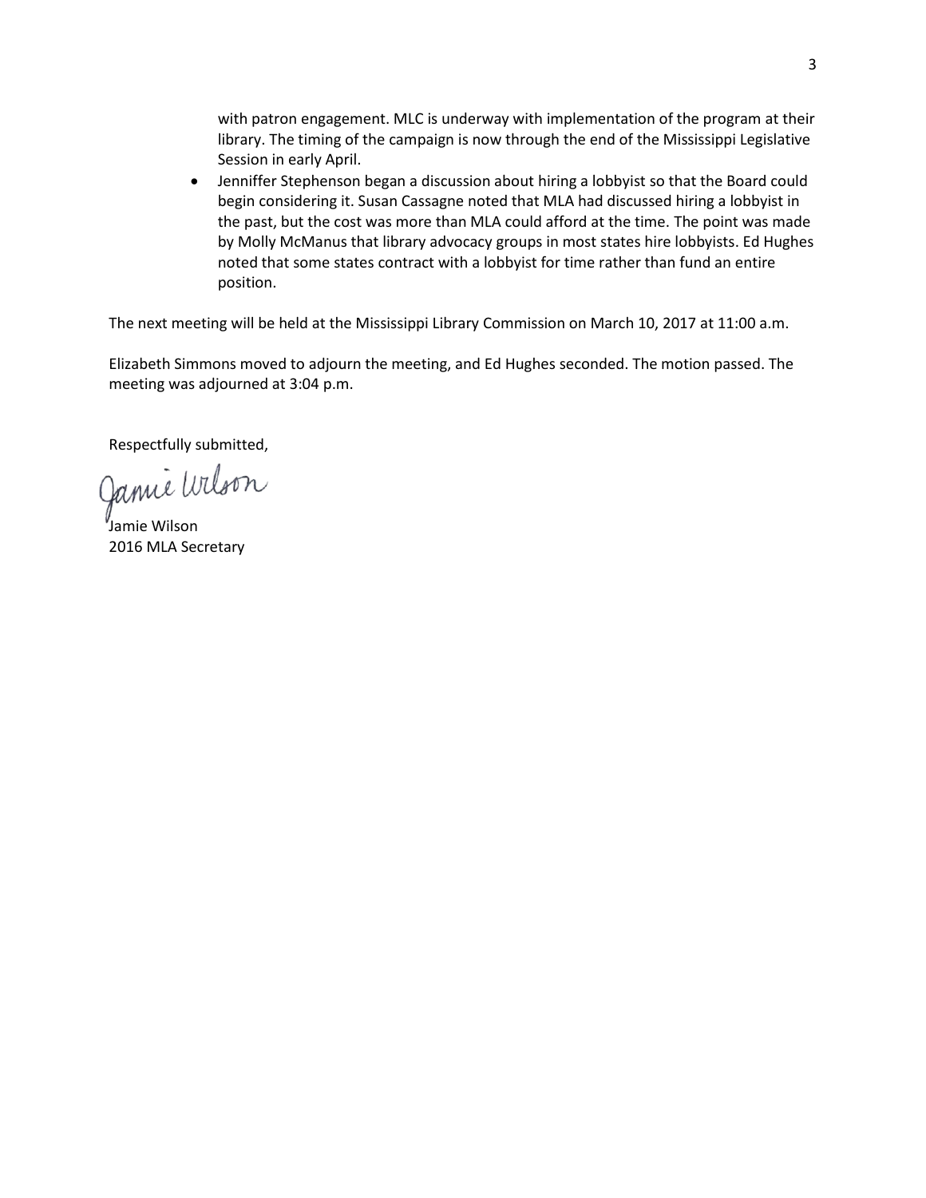with patron engagement. MLC is underway with implementation of the program at their library. The timing of the campaign is now through the end of the Mississippi Legislative Session in early April.

- Jenniffer Stephenson began a discussion about hiring a lobbyist so that the Board could begin considering it. Susan Cassagne noted that MLA had discussed hiring a lobbyist in the past, but the cost was more than MLA could afford at the time. The point was made by Molly McManus that library advocacy groups in most states hire lobbyists. Ed Hughes noted that some states contract with a lobbyist for time rather than fund an entire position.

The next meeting will be held at the Mississippi Library Commission on March 10, 2017 at 11:00 a.m.

Elizabeth Simmons moved to adjourn the meeting, and Ed Hughes seconded. The motion passed. The meeting was adjourned at 3:04 p.m.

Respectfully submitted,

Jamie Wilson

Jamie Wilson
2016 MLA Secretary